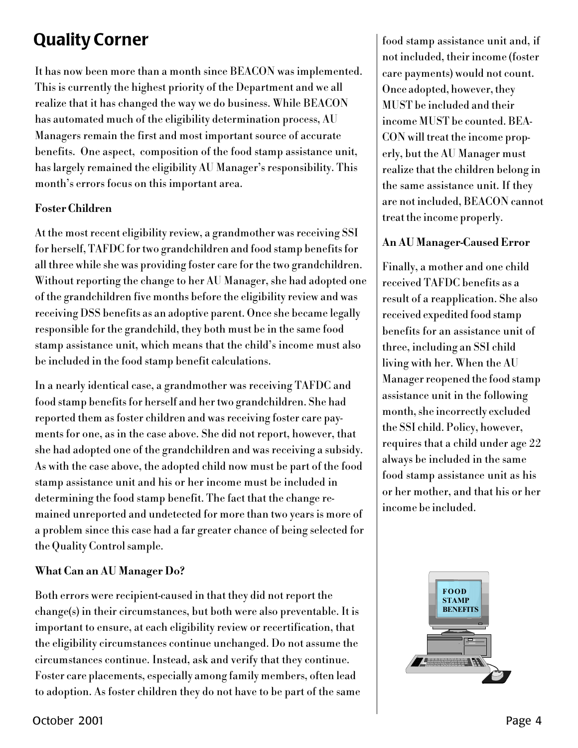# Quality Corner

It has now been more than a month since BEACON was implemented. This is currently the highest priority of the Department and we all realize that it has changed the way we do business. While BEACON has automated much of the eligibility determination process, AU Managers remain the first and most important source of accurate benefits. One aspect, composition of the food stamp assistance unit, has largely remained the eligibility AU Manager's responsibility. This month's errors focus on this important area.

**Foster Children**

At the most recent eligibility review, a grandmother was receiving SSI for herself, TAFDC for two grandchildren and food stamp benefits for all three while she was providing foster care for the two grandchildren. Without reporting the change to her AU Manager, she had adopted one of the grandchildren five months before the eligibility review and was receiving DSS benefits as an adoptive parent. Once she became legally responsible for the grandchild, they both must be in the same food stamp assistance unit, which means that the child's income must also be included in the food stamp benefit calculations.

In a nearly identical case, a grandmother was receiving TAFDC and food stamp benefits for herself and her two grandchildren. She had reported them as foster children and was receiving foster care payments for one, as in the case above. She did not report, however, that she had adopted one of the grandchildren and was receiving a subsidy. As with the case above, the adopted child now must be part of the food stamp assistance unit and his or her income must be included in determining the food stamp benefit. The fact that the change remained unreported and undetected for more than two years is more of a problem since this case had a far greater chance of being selected for the Quality Control sample.

**What Can an AU Manager Do?**

Both errors were recipient-caused in that they did not report the change(s) in their circumstances, but both were also preventable. It is important to ensure, at each eligibility review or recertification, that the eligibility circumstances continue unchanged. Do not assume the circumstances continue. Instead, ask and verify that they continue. Foster care placements, especially among family members, often lead to adoption. As foster children they do not have to be part of the same food stamp assistance unit and, if not included, their income (foster care payments) would not count. Once adopted, however, they MUST be included and their income MUST be counted. BEACON will treat the income properly, but the AU Manager must realize that the children belong in the same assistance unit. If they are not included, BEACON cannot treat the income properly.

**An AU Manager-Caused Error**

Finally, a mother and one child received TAFDC benefits as a result of a reapplication. She also received expedited food stamp benefits for an assistance unit of three, including an SSI child living with her. When the AU Manager reopened the food stamp assistance unit in the following month, she incorrectly excluded the SSI child. Policy, however, requires that a child under age 22 always be included in the same food stamp assistance unit as his or her mother, and that his or her income be included.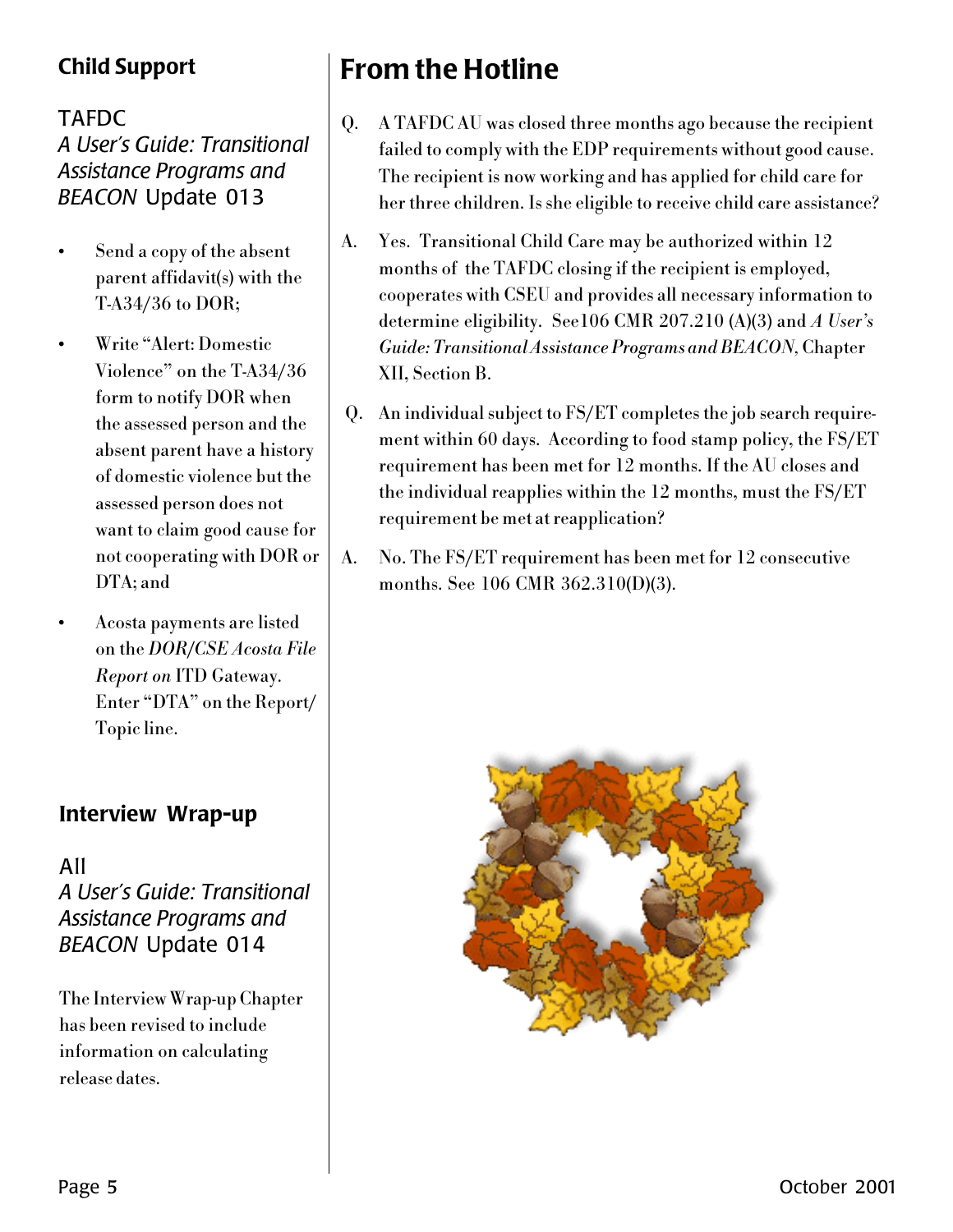## Child Support

TAFDC
*A User's Guide: Transitional Assistance Programs and BEACON* Update 013

- Send a copy of the absent parent affidavit(s) with the T-A34/36 to DOR;
- Write "Alert: Domestic Violence" on the T-A34/36 form to notify DOR when the assessed person and the absent parent have a history of domestic violence but the assessed person does not want to claim good cause for not cooperating with DOR or DTA; and
- Acosta payments are listed on the *DOR/CSE Acosta File Report on* ITD Gateway. Enter "DTA" on the Report/ Topic line.

## Interview Wrap-up

All
*A User's Guide: Transitional Assistance Programs and BEACON* Update 014

The Interview Wrap-up Chapter has been revised to include information on calculating release dates.

# From the Hotline

Q. A TAFDC AU was closed three months ago because the recipient failed to comply with the EDP requirements without good cause. The recipient is now working and has applied for child care for her three children. Is she eligible to receive child care assistance?

A. Yes. Transitional Child Care may be authorized within 12 months of the TAFDC closing if the recipient is employed, cooperates with CSEU and provides all necessary information to determine eligibility. See106 CMR 207.210 (A)(3) and *A User's Guide: Transitional Assistance Programs and BEACON*, Chapter XII, Section B.

Q. An individual subject to FS/ET completes the job search requirement within 60 days. According to food stamp policy, the FS/ET requirement has been met for 12 months. If the AU closes and the individual reapplies within the 12 months, must the FS/ET requirement be met at reapplication?

A. No. The FS/ET requirement has been met for 12 consecutive months. See 106 CMR 362.310(D)(3).